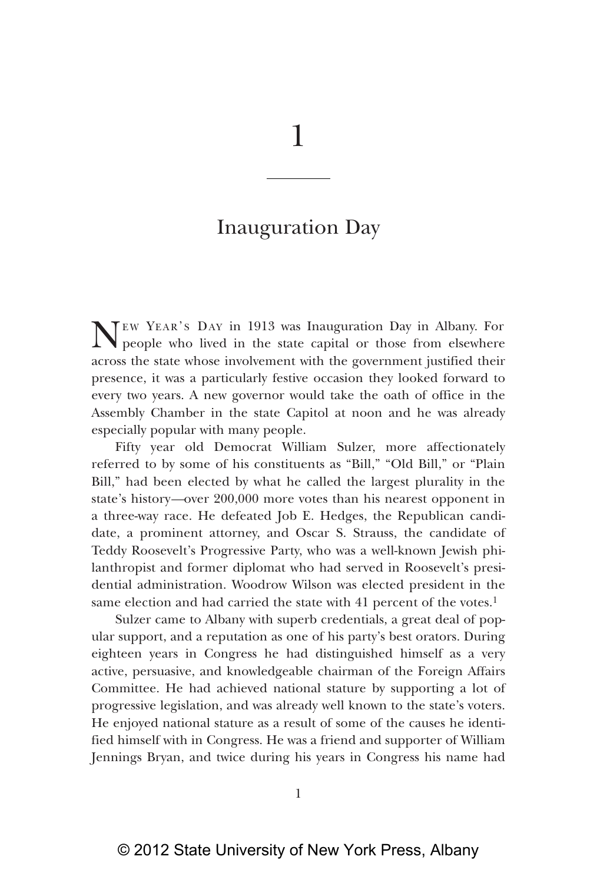# 1

## Inauguration Day

New Year's Day in 1913 was Inauguration Day in Albany. For people who lived in the state capital or those from elsewhere across the state whose involvement with the government justified their presence, it was a particularly festive occasion they looked forward to every two years. A new governor would take the oath of office in the Assembly Chamber in the state Capitol at noon and he was already especially popular with many people.

Fifty year old Democrat William Sulzer, more affectionately referred to by some of his constituents as "Bill," "Old Bill," or "Plain Bill," had been elected by what he called the largest plurality in the state's history—over 200,000 more votes than his nearest opponent in a three-way race. He defeated Job E. Hedges, the Republican candidate, a prominent attorney, and Oscar S. Strauss, the candidate of Teddy Roosevelt's Progressive Party, who was a well-known Jewish philanthropist and former diplomat who had served in Roosevelt's presidential administration. Woodrow Wilson was elected president in the same election and had carried the state with 41 percent of the votes.[1]

Sulzer came to Albany with superb credentials, a great deal of popular support, and a reputation as one of his party's best orators. During eighteen years in Congress he had distinguished himself as a very active, persuasive, and knowledgeable chairman of the Foreign Affairs Committee. He had achieved national stature by supporting a lot of progressive legislation, and was already well known to the state's voters. He enjoyed national stature as a result of some of the causes he identified himself with in Congress. He was a friend and supporter of William Jennings Bryan, and twice during his years in Congress his name had

© 2012 State University of New York Press, Albany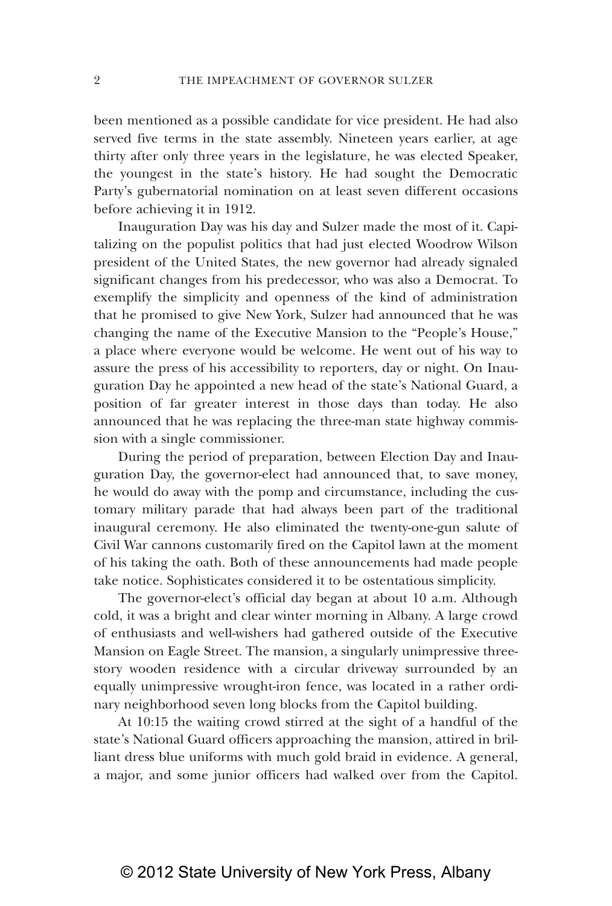been mentioned as a possible candidate for vice president. He had also served five terms in the state assembly. Nineteen years earlier, at age thirty after only three years in the legislature, he was elected Speaker, the youngest in the state's history. He had sought the Democratic Party's gubernatorial nomination on at least seven different occasions before achieving it in 1912.

Inauguration Day was his day and Sulzer made the most of it. Capitalizing on the populist politics that had just elected Woodrow Wilson president of the United States, the new governor had already signaled significant changes from his predecessor, who was also a Democrat. To exemplify the simplicity and openness of the kind of administration that he promised to give New York, Sulzer had announced that he was changing the name of the Executive Mansion to the "People's House," a place where everyone would be welcome. He went out of his way to assure the press of his accessibility to reporters, day or night. On Inauguration Day he appointed a new head of the state's National Guard, a position of far greater interest in those days than today. He also announced that he was replacing the three-man state highway commission with a single commissioner.

During the period of preparation, between Election Day and Inauguration Day, the governor-elect had announced that, to save money, he would do away with the pomp and circumstance, including the customary military parade that had always been part of the traditional inaugural ceremony. He also eliminated the twenty-one-gun salute of Civil War cannons customarily fired on the Capitol lawn at the moment of his taking the oath. Both of these announcements had made people take notice. Sophisticates considered it to be ostentatious simplicity.

The governor-elect's official day began at about 10 a.m. Although cold, it was a bright and clear winter morning in Albany. A large crowd of enthusiasts and well-wishers had gathered outside of the Executive Mansion on Eagle Street. The mansion, a singularly unimpressive three-story wooden residence with a circular driveway surrounded by an equally unimpressive wrought-iron fence, was located in a rather ordinary neighborhood seven long blocks from the Capitol building.

At 10:15 the waiting crowd stirred at the sight of a handful of the state's National Guard officers approaching the mansion, attired in brilliant dress blue uniforms with much gold braid in evidence. A general, a major, and some junior officers had walked over from the Capitol.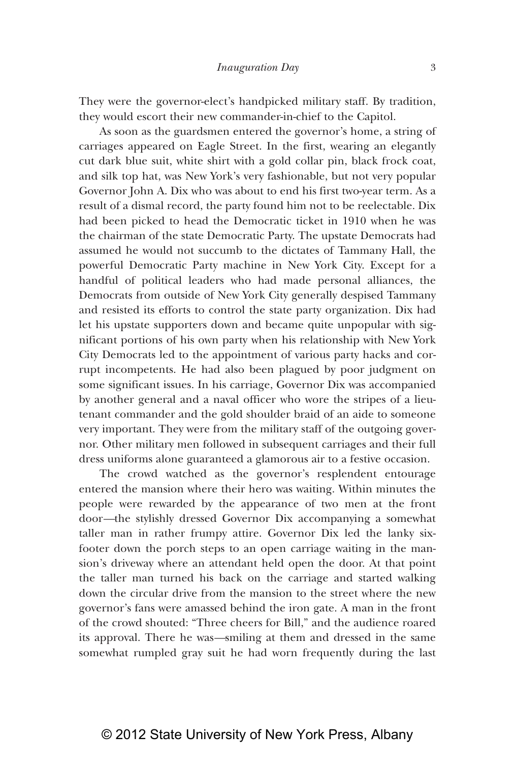They were the governor-elect's handpicked military staff. By tradition, they would escort their new commander-in-chief to the Capitol.

As soon as the guardsmen entered the governor's home, a string of carriages appeared on Eagle Street. In the first, wearing an elegantly cut dark blue suit, white shirt with a gold collar pin, black frock coat, and silk top hat, was New York's very fashionable, but not very popular Governor John A. Dix who was about to end his first two-year term. As a result of a dismal record, the party found him not to be reelectable. Dix had been picked to head the Democratic ticket in 1910 when he was the chairman of the state Democratic Party. The upstate Democrats had assumed he would not succumb to the dictates of Tammany Hall, the powerful Democratic Party machine in New York City. Except for a handful of political leaders who had made personal alliances, the Democrats from outside of New York City generally despised Tammany and resisted its efforts to control the state party organization. Dix had let his upstate supporters down and became quite unpopular with significant portions of his own party when his relationship with New York City Democrats led to the appointment of various party hacks and corrupt incompetents. He had also been plagued by poor judgment on some significant issues. In his carriage, Governor Dix was accompanied by another general and a naval officer who wore the stripes of a lieutenant commander and the gold shoulder braid of an aide to someone very important. They were from the military staff of the outgoing governor. Other military men followed in subsequent carriages and their full dress uniforms alone guaranteed a glamorous air to a festive occasion.

The crowd watched as the governor's resplendent entourage entered the mansion where their hero was waiting. Within minutes the people were rewarded by the appearance of two men at the front door—the stylishly dressed Governor Dix accompanying a somewhat taller man in rather frumpy attire. Governor Dix led the lanky six-footer down the porch steps to an open carriage waiting in the mansion's driveway where an attendant held open the door. At that point the taller man turned his back on the carriage and started walking down the circular drive from the mansion to the street where the new governor's fans were amassed behind the iron gate. A man in the front of the crowd shouted: "Three cheers for Bill," and the audience roared its approval. There he was—smiling at them and dressed in the same somewhat rumpled gray suit he had worn frequently during the last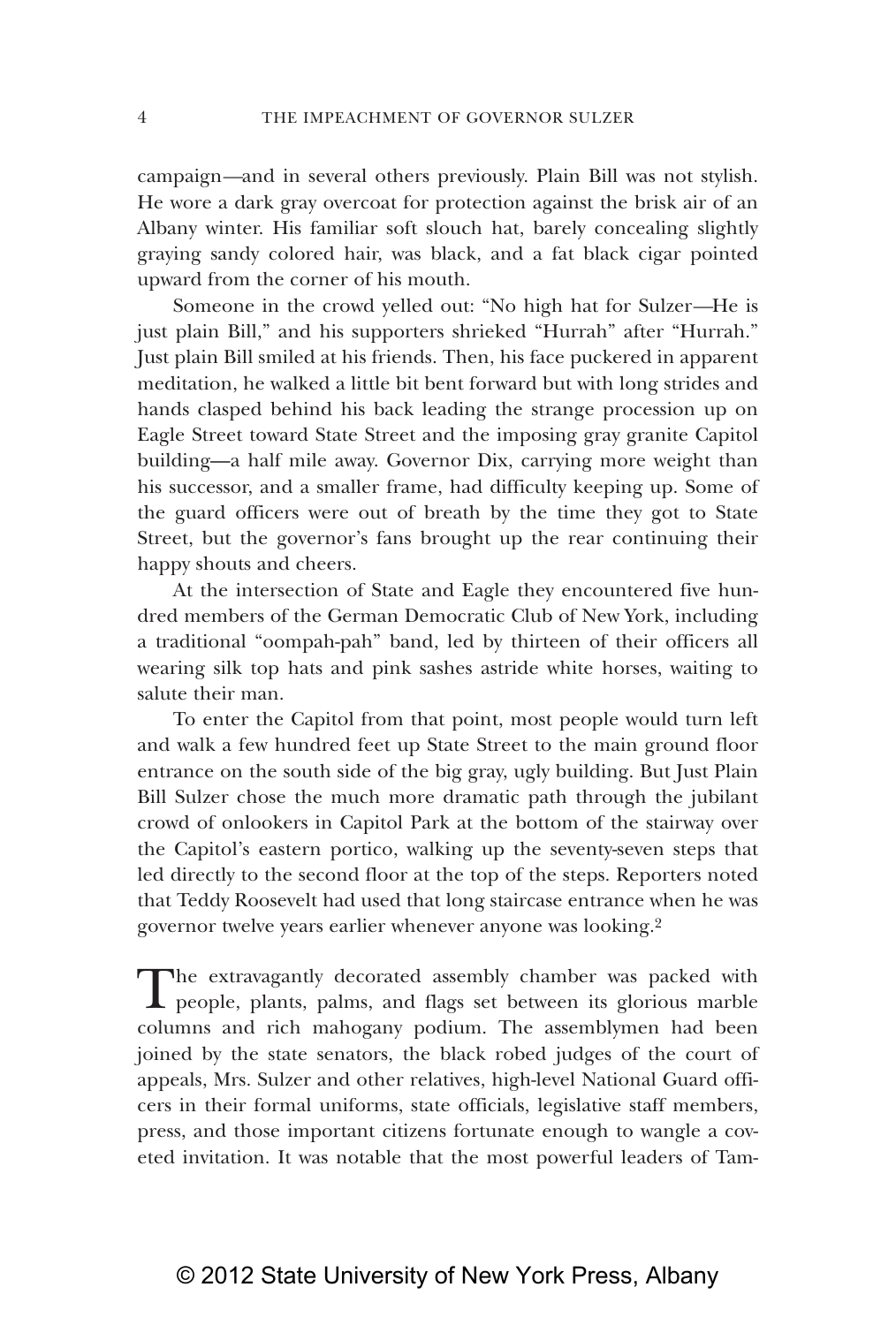campaign—and in several others previously. Plain Bill was not stylish. He wore a dark gray overcoat for protection against the brisk air of an Albany winter. His familiar soft slouch hat, barely concealing slightly graying sandy colored hair, was black, and a fat black cigar pointed upward from the corner of his mouth.

Someone in the crowd yelled out: "No high hat for Sulzer—He is just plain Bill," and his supporters shrieked "Hurrah" after "Hurrah." Just plain Bill smiled at his friends. Then, his face puckered in apparent meditation, he walked a little bit bent forward but with long strides and hands clasped behind his back leading the strange procession up on Eagle Street toward State Street and the imposing gray granite Capitol building—a half mile away. Governor Dix, carrying more weight than his successor, and a smaller frame, had difficulty keeping up. Some of the guard officers were out of breath by the time they got to State Street, but the governor's fans brought up the rear continuing their happy shouts and cheers.

At the intersection of State and Eagle they encountered five hundred members of the German Democratic Club of New York, including a traditional "oompah-pah" band, led by thirteen of their officers all wearing silk top hats and pink sashes astride white horses, waiting to salute their man.

To enter the Capitol from that point, most people would turn left and walk a few hundred feet up State Street to the main ground floor entrance on the south side of the big gray, ugly building. But Just Plain Bill Sulzer chose the much more dramatic path through the jubilant crowd of onlookers in Capitol Park at the bottom of the stairway over the Capitol's eastern portico, walking up the seventy-seven steps that led directly to the second floor at the top of the steps. Reporters noted that Teddy Roosevelt had used that long staircase entrance when he was governor twelve years earlier whenever anyone was looking.[2]

The extravagantly decorated assembly chamber was packed with people, plants, palms, and flags set between its glorious marble columns and rich mahogany podium. The assemblymen had been joined by the state senators, the black robed judges of the court of appeals, Mrs. Sulzer and other relatives, high-level National Guard officers in their formal uniforms, state officials, legislative staff members, press, and those important citizens fortunate enough to wangle a coveted invitation. It was notable that the most powerful leaders of Tam-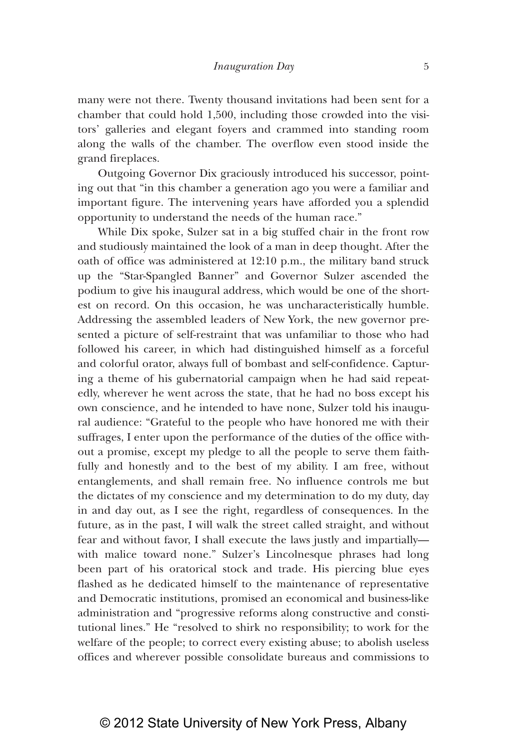many were not there. Twenty thousand invitations had been sent for a chamber that could hold 1,500, including those crowded into the visitors' galleries and elegant foyers and crammed into standing room along the walls of the chamber. The overflow even stood inside the grand fireplaces.

Outgoing Governor Dix graciously introduced his successor, pointing out that "in this chamber a generation ago you were a familiar and important figure. The intervening years have afforded you a splendid opportunity to understand the needs of the human race."

While Dix spoke, Sulzer sat in a big stuffed chair in the front row and studiously maintained the look of a man in deep thought. After the oath of office was administered at 12:10 p.m., the military band struck up the "Star-Spangled Banner" and Governor Sulzer ascended the podium to give his inaugural address, which would be one of the shortest on record. On this occasion, he was uncharacteristically humble. Addressing the assembled leaders of New York, the new governor presented a picture of self-restraint that was unfamiliar to those who had followed his career, in which had distinguished himself as a forceful and colorful orator, always full of bombast and self-confidence. Capturing a theme of his gubernatorial campaign when he had said repeatedly, wherever he went across the state, that he had no boss except his own conscience, and he intended to have none, Sulzer told his inaugural audience: "Grateful to the people who have honored me with their suffrages, I enter upon the performance of the duties of the office without a promise, except my pledge to all the people to serve them faithfully and honestly and to the best of my ability. I am free, without entanglements, and shall remain free. No influence controls me but the dictates of my conscience and my determination to do my duty, day in and day out, as I see the right, regardless of consequences. In the future, as in the past, I will walk the street called straight, and without fear and without favor, I shall execute the laws justly and impartially—with malice toward none." Sulzer's Lincolnesque phrases had long been part of his oratorical stock and trade. His piercing blue eyes flashed as he dedicated himself to the maintenance of representative and Democratic institutions, promised an economical and business-like administration and "progressive reforms along constructive and constitutional lines." He "resolved to shirk no responsibility; to work for the welfare of the people; to correct every existing abuse; to abolish useless offices and wherever possible consolidate bureaus and commissions to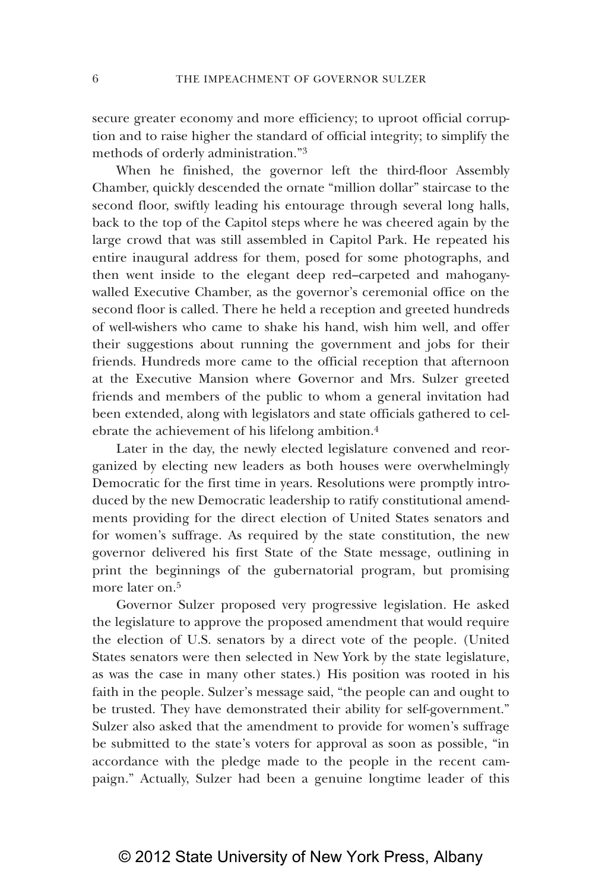secure greater economy and more efficiency; to uproot official corruption and to raise higher the standard of official integrity; to simplify the methods of orderly administration."[3]

When he finished, the governor left the third-floor Assembly Chamber, quickly descended the ornate "million dollar" staircase to the second floor, swiftly leading his entourage through several long halls, back to the top of the Capitol steps where he was cheered again by the large crowd that was still assembled in Capitol Park. He repeated his entire inaugural address for them, posed for some photographs, and then went inside to the elegant deep red–carpeted and mahogany-walled Executive Chamber, as the governor's ceremonial office on the second floor is called. There he held a reception and greeted hundreds of well-wishers who came to shake his hand, wish him well, and offer their suggestions about running the government and jobs for their friends. Hundreds more came to the official reception that afternoon at the Executive Mansion where Governor and Mrs. Sulzer greeted friends and members of the public to whom a general invitation had been extended, along with legislators and state officials gathered to celebrate the achievement of his lifelong ambition.[4]

Later in the day, the newly elected legislature convened and reorganized by electing new leaders as both houses were overwhelmingly Democratic for the first time in years. Resolutions were promptly introduced by the new Democratic leadership to ratify constitutional amendments providing for the direct election of United States senators and for women's suffrage. As required by the state constitution, the new governor delivered his first State of the State message, outlining in print the beginnings of the gubernatorial program, but promising more later on.[5]

Governor Sulzer proposed very progressive legislation. He asked the legislature to approve the proposed amendment that would require the election of U.S. senators by a direct vote of the people. (United States senators were then selected in New York by the state legislature, as was the case in many other states.) His position was rooted in his faith in the people. Sulzer's message said, "the people can and ought to be trusted. They have demonstrated their ability for self-government." Sulzer also asked that the amendment to provide for women's suffrage be submitted to the state's voters for approval as soon as possible, "in accordance with the pledge made to the people in the recent campaign." Actually, Sulzer had been a genuine longtime leader of this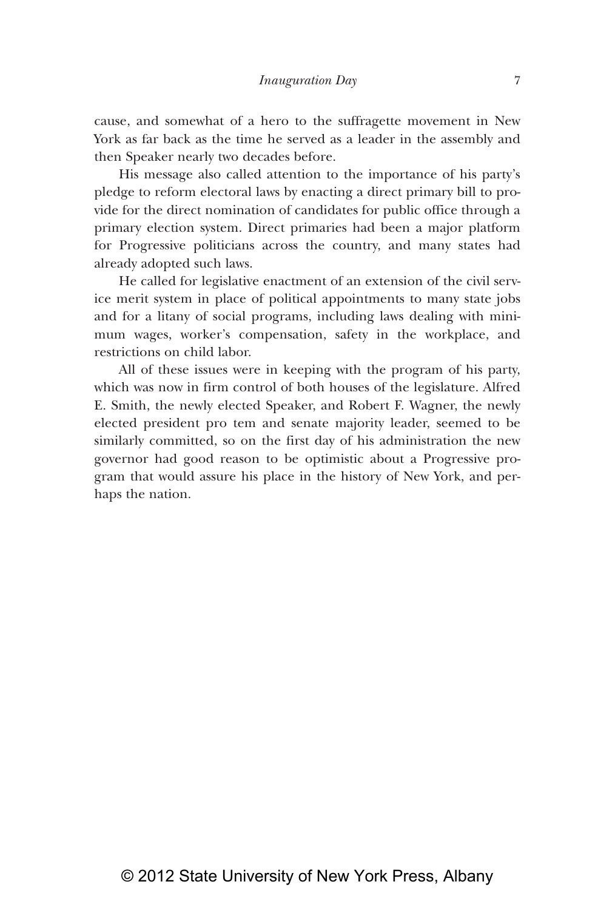cause, and somewhat of a hero to the suffragette movement in New York as far back as the time he served as a leader in the assembly and then Speaker nearly two decades before.

His message also called attention to the importance of his party's pledge to reform electoral laws by enacting a direct primary bill to provide for the direct nomination of candidates for public office through a primary election system. Direct primaries had been a major platform for Progressive politicians across the country, and many states had already adopted such laws.

He called for legislative enactment of an extension of the civil service merit system in place of political appointments to many state jobs and for a litany of social programs, including laws dealing with minimum wages, worker's compensation, safety in the workplace, and restrictions on child labor.

All of these issues were in keeping with the program of his party, which was now in firm control of both houses of the legislature. Alfred E. Smith, the newly elected Speaker, and Robert F. Wagner, the newly elected president pro tem and senate majority leader, seemed to be similarly committed, so on the first day of his administration the new governor had good reason to be optimistic about a Progressive program that would assure his place in the history of New York, and perhaps the nation.

© 2012 State University of New York Press, Albany